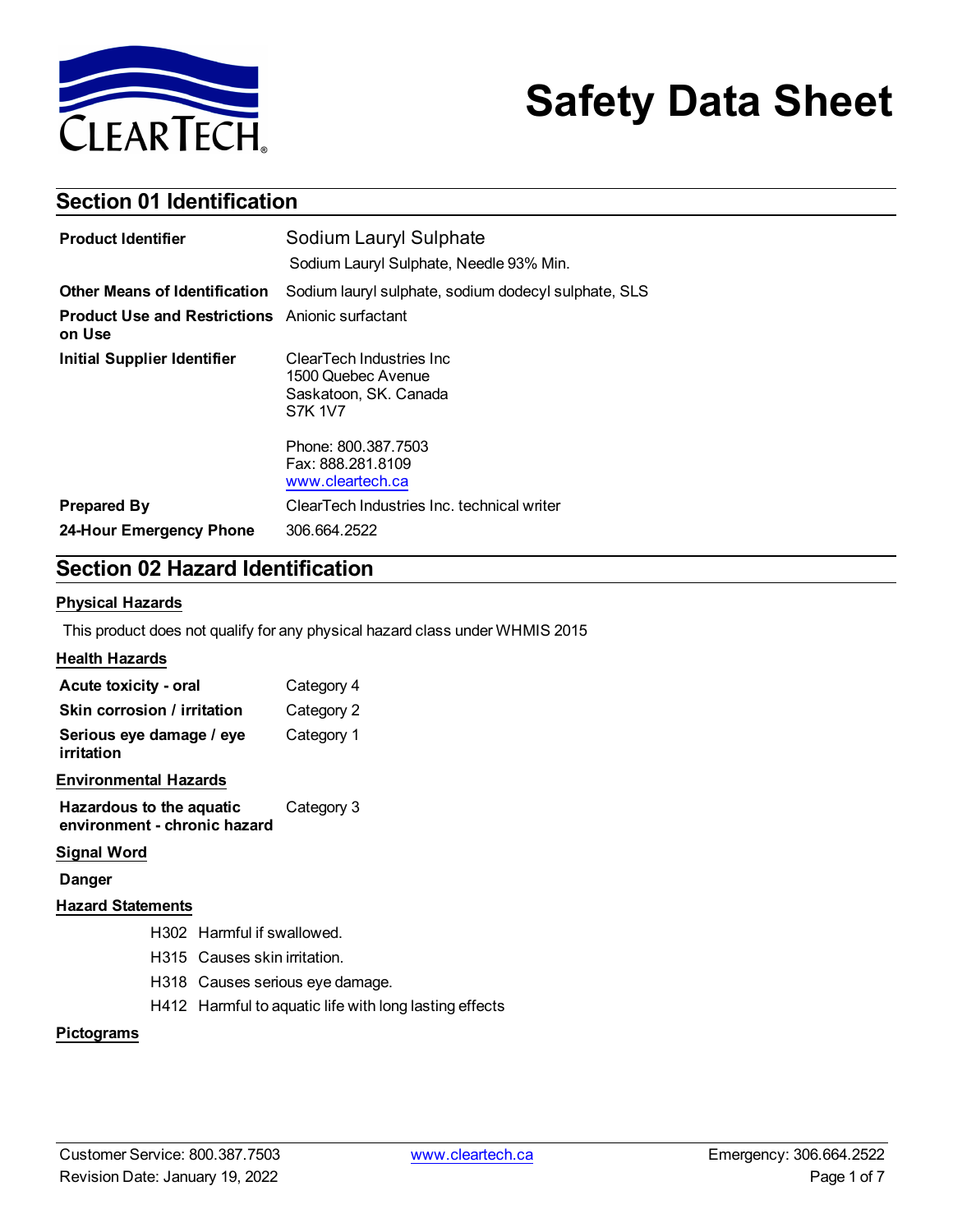# Safety Data Sheet

## Section 01 Identification

| | |
|---|---|
| **Product Identifier** | Sodium Lauryl Sulphate<br>Sodium Lauryl Sulphate, Needle 93% Min. |
| **Other Means of Identification** | Sodium lauryl sulphate, sodium dodecyl sulphate, SLS |
| **Product Use and Restrictions on Use** | Anionic surfactant |
| **Initial Supplier Identifier** | ClearTech Industries Inc<br>1500 Quebec Avenue<br>Saskatoon, SK. Canada<br>S7K 1V7<br><br>Phone: 800.387.7503<br>Fax: 888.281.8109<br>www.cleartech.ca |
| **Prepared By** | ClearTech Industries Inc. technical writer |
| **24-Hour Emergency Phone** | 306.664.2522 |

## Section 02 Hazard Identification

### Physical Hazards

This product does not qualify for any physical hazard class under WHMIS 2015

### Health Hazards

| | |
|---|---|
| **Acute toxicity - oral** | Category 4 |
| **Skin corrosion / irritation** | Category 2 |
| **Serious eye damage / eye irritation** | Category 1 |

### Environmental Hazards

| | |
|---|---|
| **Hazardous to the aquatic environment - chronic hazard** | Category 3 |

### Signal Word

**Danger**

### Hazard Statements

H302 Harmful if swallowed.

H315 Causes skin irritation.

H318 Causes serious eye damage.

H412 Harmful to aquatic life with long lasting effects

### Pictograms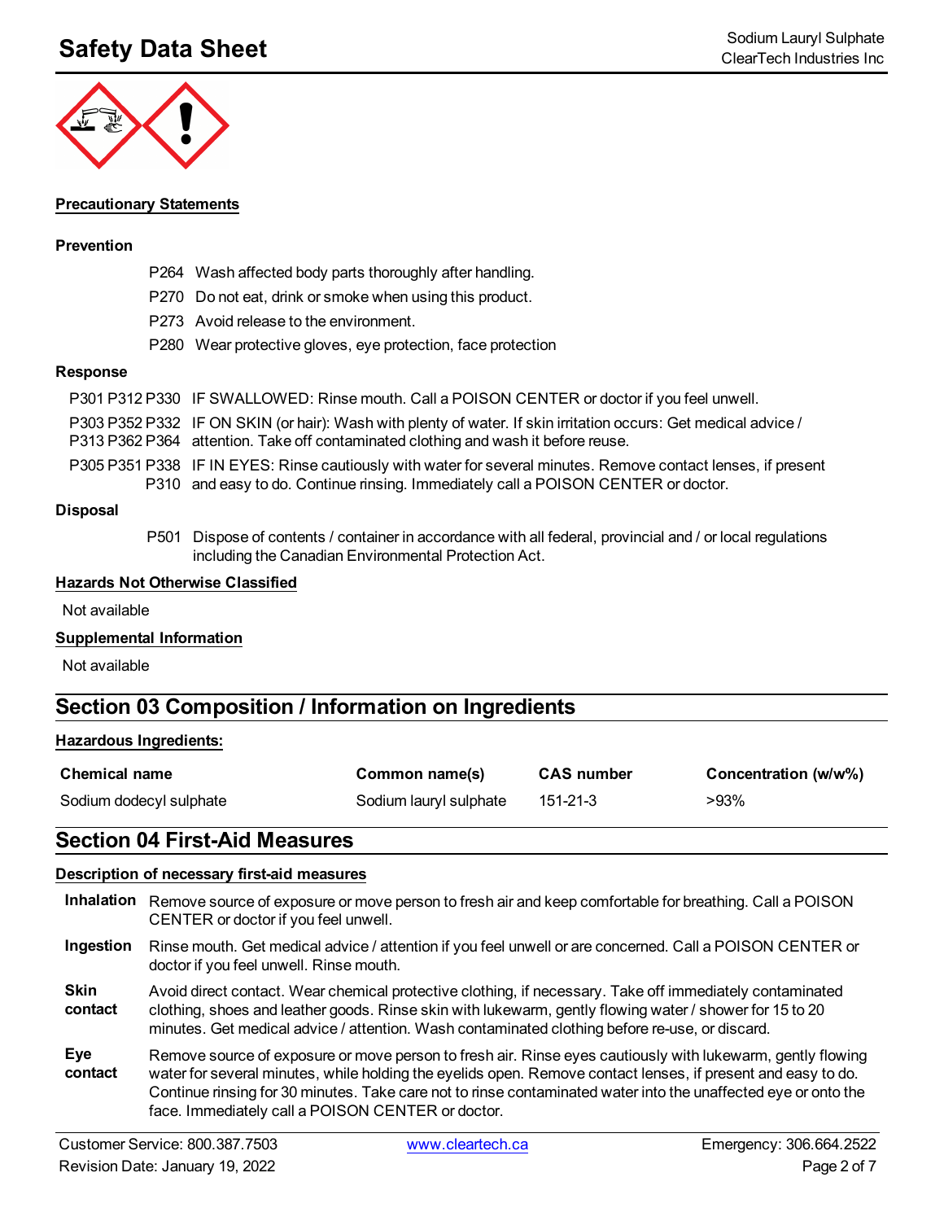### Precautionary Statements

#### Prevention

P264 Wash affected body parts thoroughly after handling.

P270 Do not eat, drink or smoke when using this product.

P273 Avoid release to the environment.

P280 Wear protective gloves, eye protection, face protection

#### Response

P301 P312 P330 IF SWALLOWED: Rinse mouth. Call a POISON CENTER or doctor if you feel unwell.

P303 P352 P332 P313 P362 P364 IF ON SKIN (or hair): Wash with plenty of water. If skin irritation occurs: Get medical advice / attention. Take off contaminated clothing and wash it before reuse.

P305 P351 P338 P310 IF IN EYES: Rinse cautiously with water for several minutes. Remove contact lenses, if present and easy to do. Continue rinsing. Immediately call a POISON CENTER or doctor.

#### Disposal

P501 Dispose of contents / container in accordance with all federal, provincial and / or local regulations including the Canadian Environmental Protection Act.

### Hazards Not Otherwise Classified

Not available

### Supplemental Information

Not available

## Section 03 Composition / Information on Ingredients

### Hazardous Ingredients:

| Chemical name | Common name(s) | CAS number | Concentration (w/w%) |
|---|---|---|---|
| Sodium dodecyl sulphate | Sodium lauryl sulphate | 151-21-3 | >93% |

## Section 04 First-Aid Measures

### Description of necessary first-aid measures

**Inhalation** Remove source of exposure or move person to fresh air and keep comfortable for breathing. Call a POISON CENTER or doctor if you feel unwell.

**Ingestion** Rinse mouth. Get medical advice / attention if you feel unwell or are concerned. Call a POISON CENTER or doctor if you feel unwell. Rinse mouth.

**Skin contact** Avoid direct contact. Wear chemical protective clothing, if necessary. Take off immediately contaminated clothing, shoes and leather goods. Rinse skin with lukewarm, gently flowing water / shower for 15 to 20 minutes. Get medical advice / attention. Wash contaminated clothing before re-use, or discard.

**Eye contact** Remove source of exposure or move person to fresh air. Rinse eyes cautiously with lukewarm, gently flowing water for several minutes, while holding the eyelids open. Remove contact lenses, if present and easy to do. Continue rinsing for 30 minutes. Take care not to rinse contaminated water into the unaffected eye or onto the face. Immediately call a POISON CENTER or doctor.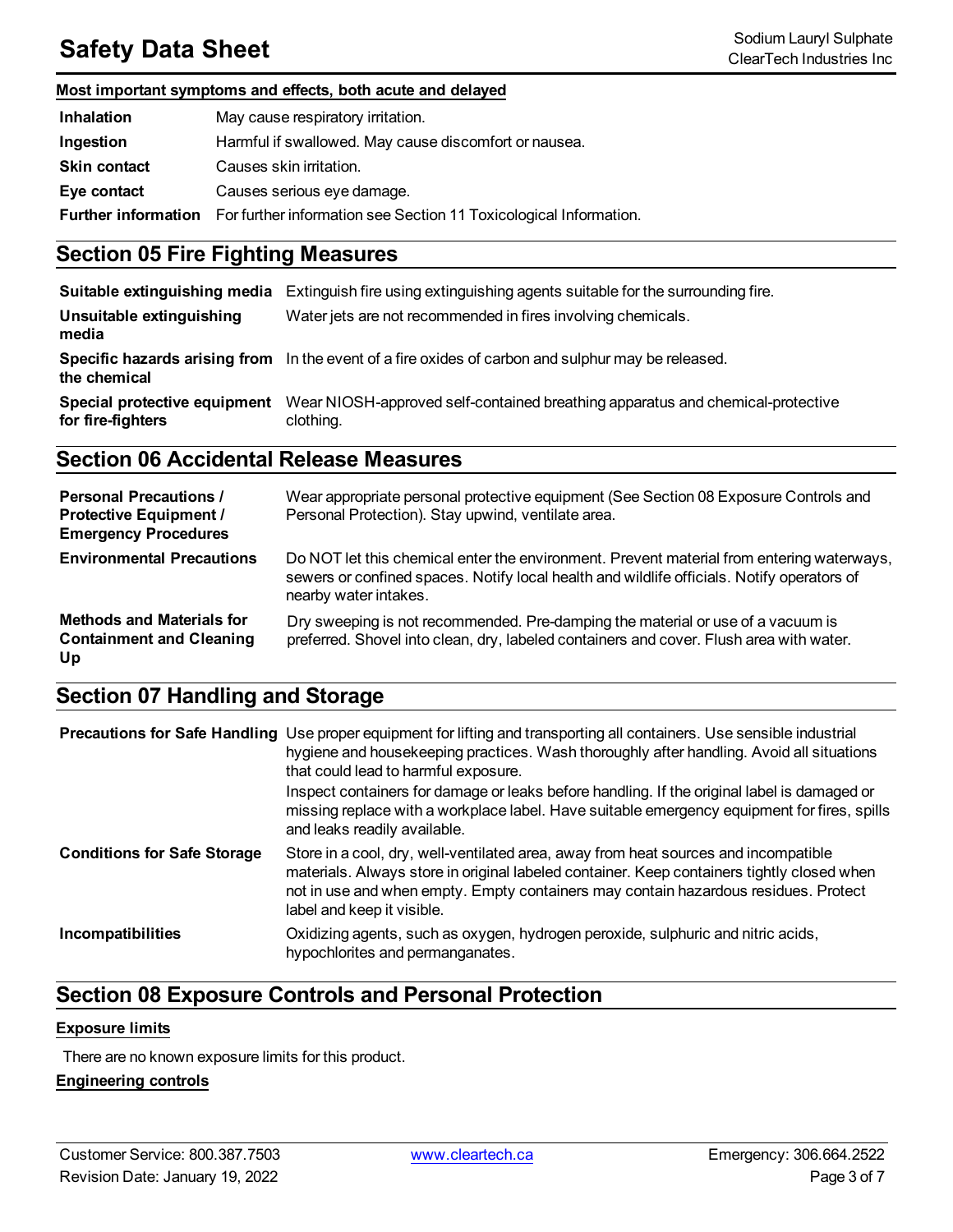#### Most important symptoms and effects, both acute and delayed

| | |
|---|---|
| **Inhalation** | May cause respiratory irritation. |
| **Ingestion** | Harmful if swallowed. May cause discomfort or nausea. |
| **Skin contact** | Causes skin irritation. |
| **Eye contact** | Causes serious eye damage. |
| **Further information** | For further information see Section 11 Toxicological Information. |

## Section 05 Fire Fighting Measures

| | |
|---|---|
| **Suitable extinguishing media** | Extinguish fire using extinguishing agents suitable for the surrounding fire. |
| **Unsuitable extinguishing media** | Water jets are not recommended in fires involving chemicals. |
| **Specific hazards arising from the chemical** | In the event of a fire oxides of carbon and sulphur may be released. |
| **Special protective equipment for fire-fighters** | Wear NIOSH-approved self-contained breathing apparatus and chemical-protective clothing. |

## Section 06 Accidental Release Measures

| | |
|---|---|
| **Personal Precautions / Protective Equipment / Emergency Procedures** | Wear appropriate personal protective equipment (See Section 08 Exposure Controls and Personal Protection). Stay upwind, ventilate area. |
| **Environmental Precautions** | Do NOT let this chemical enter the environment. Prevent material from entering waterways, sewers or confined spaces. Notify local health and wildlife officials. Notify operators of nearby water intakes. |
| **Methods and Materials for Containment and Cleaning Up** | Dry sweeping is not recommended. Pre-damping the material or use of a vacuum is preferred. Shovel into clean, dry, labeled containers and cover. Flush area with water. |

## Section 07 Handling and Storage

| | |
|---|---|
| **Precautions for Safe Handling** | Use proper equipment for lifting and transporting all containers. Use sensible industrial hygiene and housekeeping practices. Wash thoroughly after handling. Avoid all situations that could lead to harmful exposure.<br>Inspect containers for damage or leaks before handling. If the original label is damaged or missing replace with a workplace label. Have suitable emergency equipment for fires, spills and leaks readily available. |
| **Conditions for Safe Storage** | Store in a cool, dry, well-ventilated area, away from heat sources and incompatible materials. Always store in original labeled container. Keep containers tightly closed when not in use and when empty. Empty containers may contain hazardous residues. Protect label and keep it visible. |
| **Incompatibilities** | Oxidizing agents, such as oxygen, hydrogen peroxide, sulphuric and nitric acids, hypochlorites and permanganates. |

## Section 08 Exposure Controls and Personal Protection

#### Exposure limits

There are no known exposure limits for this product.

#### Engineering controls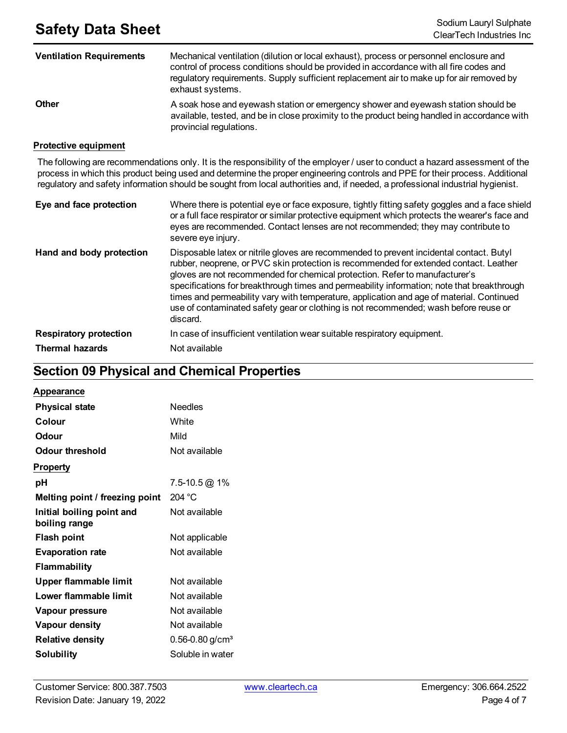| | |
|---|---|
| **Ventilation Requirements** | Mechanical ventilation (dilution or local exhaust), process or personnel enclosure and control of process conditions should be provided in accordance with all fire codes and regulatory requirements. Supply sufficient replacement air to make up for air removed by exhaust systems. |
| **Other** | A soak hose and eyewash station or emergency shower and eyewash station should be available, tested, and be in close proximity to the product being handled in accordance with provincial regulations. |

**Protective equipment**

The following are recommendations only. It is the responsibility of the employer / user to conduct a hazard assessment of the process in which this product being used and determine the proper engineering controls and PPE for their process. Additional regulatory and safety information should be sought from local authorities and, if needed, a professional industrial hygienist.

| | |
|---|---|
| **Eye and face protection** | Where there is potential eye or face exposure, tightly fitting safety goggles and a face shield or a full face respirator or similar protective equipment which protects the wearer's face and eyes are recommended. Contact lenses are not recommended; they may contribute to severe eye injury. |
| **Hand and body protection** | Disposable latex or nitrile gloves are recommended to prevent incidental contact. Butyl rubber, neoprene, or PVC skin protection is recommended for extended contact. Leather gloves are not recommended for chemical protection. Refer to manufacturer's specifications for breakthrough times and permeability information; note that breakthrough times and permeability vary with temperature, application and age of material. Continued use of contaminated safety gear or clothing is not recommended; wash before reuse or discard. |
| **Respiratory protection** | In case of insufficient ventilation wear suitable respiratory equipment. |
| **Thermal hazards** | Not available |

## Section 09 Physical and Chemical Properties

**Appearance**

| | |
|---|---|
| **Physical state** | Needles |
| **Colour** | White |
| **Odour** | Mild |
| **Odour threshold** | Not available |

**Property**

| | |
|---|---|
| **pH** | 7.5-10.5 @ 1% |
| **Melting point / freezing point** | 204 °C |
| **Initial boiling point and boiling range** | Not available |
| **Flash point** | Not applicable |
| **Evaporation rate** | Not available |
| **Flammability** | |
| **Upper flammable limit** | Not available |
| **Lower flammable limit** | Not available |
| **Vapour pressure** | Not available |
| **Vapour density** | Not available |
| **Relative density** | 0.56-0.80 g/cm³ |
| **Solubility** | Soluble in water |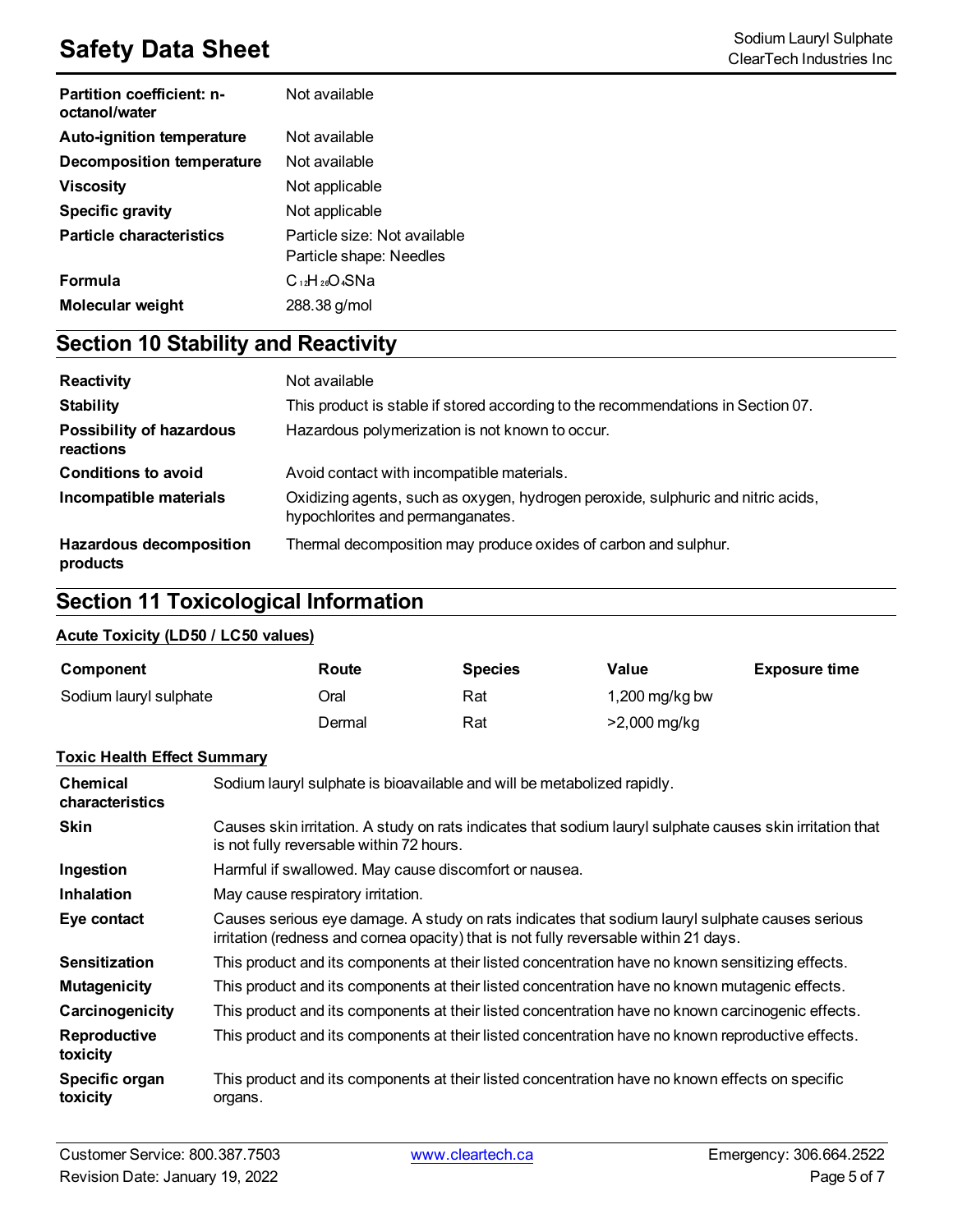| | |
|---|---|
| **Partition coefficient: n-octanol/water** | Not available |
| **Auto-ignition temperature** | Not available |
| **Decomposition temperature** | Not available |
| **Viscosity** | Not applicable |
| **Specific gravity** | Not applicable |
| **Particle characteristics** | Particle size: Not available<br>Particle shape: Needles |
| **Formula** | $C_{12}H_{26}O_4SNa$ |
| **Molecular weight** | 288.38 g/mol |

## Section 10 Stability and Reactivity

| | |
|---|---|
| **Reactivity** | Not available |
| **Stability** | This product is stable if stored according to the recommendations in Section 07. |
| **Possibility of hazardous reactions** | Hazardous polymerization is not known to occur. |
| **Conditions to avoid** | Avoid contact with incompatible materials. |
| **Incompatible materials** | Oxidizing agents, such as oxygen, hydrogen peroxide, sulphuric and nitric acids, hypochlorites and permanganates. |
| **Hazardous decomposition products** | Thermal decomposition may produce oxides of carbon and sulphur. |

## Section 11 Toxicological Information

**Acute Toxicity (LD50 / LC50 values)**

| Component | Route | Species | Value | Exposure time |
|---|---|---|---|---|
| Sodium lauryl sulphate | Oral | Rat | 1,200 mg/kg bw | |
| | Dermal | Rat | >2,000 mg/kg | |

**Toxic Health Effect Summary**

| | |
|---|---|
| **Chemical characteristics** | Sodium lauryl sulphate is bioavailable and will be metabolized rapidly. |
| **Skin** | Causes skin irritation. A study on rats indicates that sodium lauryl sulphate causes skin irritation that is not fully reversable within 72 hours. |
| **Ingestion** | Harmful if swallowed. May cause discomfort or nausea. |
| **Inhalation** | May cause respiratory irritation. |
| **Eye contact** | Causes serious eye damage. A study on rats indicates that sodium lauryl sulphate causes serious irritation (redness and cornea opacity) that is not fully reversable within 21 days. |
| **Sensitization** | This product and its components at their listed concentration have no known sensitizing effects. |
| **Mutagenicity** | This product and its components at their listed concentration have no known mutagenic effects. |
| **Carcinogenicity** | This product and its components at their listed concentration have no known carcinogenic effects. |
| **Reproductive toxicity** | This product and its components at their listed concentration have no known reproductive effects. |
| **Specific organ toxicity** | This product and its components at their listed concentration have no known effects on specific organs. |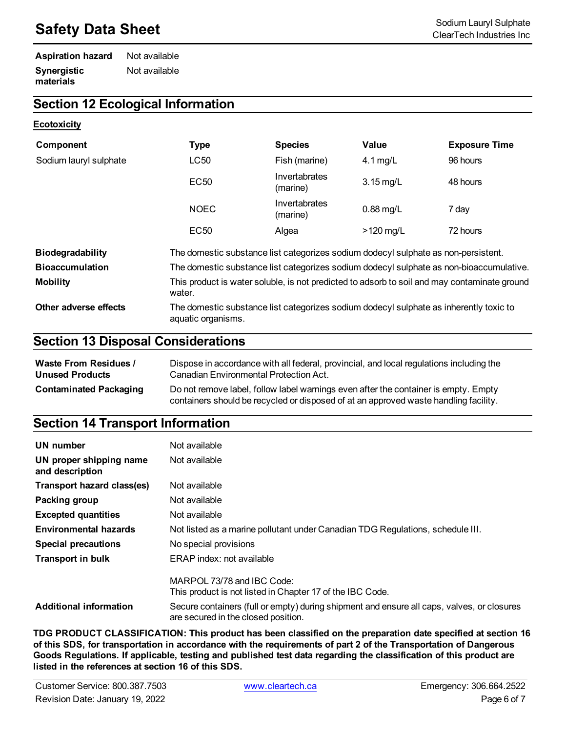**Aspiration hazard** Not available

**Synergistic materials** Not available

## Section 12 Ecological Information

### Ecotoxicity

| Component | Type | Species | Value | Exposure Time |
|---|---|---|---|---|
| Sodium lauryl sulphate | LC50 | Fish (marine) | 4.1 mg/L | 96 hours |
| | EC50 | Invertabrates (marine) | 3.15 mg/L | 48 hours |
| | NOEC | Invertabrates (marine) | 0.88 mg/L | 7 day |
| | EC50 | Algea | >120 mg/L | 72 hours |

**Biodegradability** The domestic substance list categorizes sodium dodecyl sulphate as non-persistent.

**Bioaccumulation** The domestic substance list categorizes sodium dodecyl sulphate as non-bioaccumulative.

**Mobility** This product is water soluble, is not predicted to adsorb to soil and may contaminate ground water.

**Other adverse effects** The domestic substance list categorizes sodium dodecyl sulphate as inherently toxic to aquatic organisms.

## Section 13 Disposal Considerations

**Waste From Residues / Unused Products** Dispose in accordance with all federal, provincial, and local regulations including the Canadian Environmental Protection Act.

**Contaminated Packaging** Do not remove label, follow label warnings even after the container is empty. Empty containers should be recycled or disposed of at an approved waste handling facility.

## Section 14 Transport Information

**UN number** Not available

**UN proper shipping name and description** Not available

**Transport hazard class(es)** Not available

**Packing group** Not available

**Excepted quantities** Not available

**Environmental hazards** Not listed as a marine pollutant under Canadian TDG Regulations, schedule III.

**Special precautions** No special provisions

**Transport in bulk** ERAP index: not available

MARPOL 73/78 and IBC Code:
This product is not listed in Chapter 17 of the IBC Code.

**Additional information** Secure containers (full or empty) during shipment and ensure all caps, valves, or closures are secured in the closed position.

**TDG PRODUCT CLASSIFICATION: This product has been classified on the preparation date specified at section 16 of this SDS, for transportation in accordance with the requirements of part 2 of the Transportation of Dangerous Goods Regulations. If applicable, testing and published test data regarding the classification of this product are listed in the references at section 16 of this SDS.**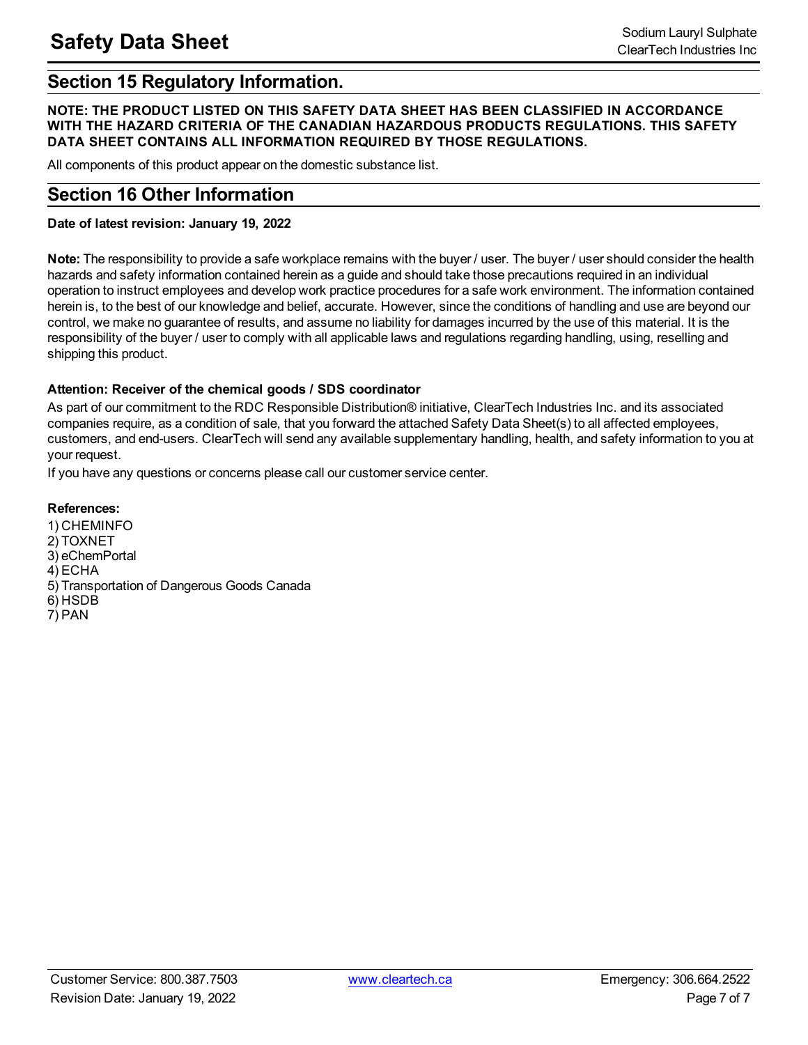## Section 15 Regulatory Information.

**NOTE: THE PRODUCT LISTED ON THIS SAFETY DATA SHEET HAS BEEN CLASSIFIED IN ACCORDANCE WITH THE HAZARD CRITERIA OF THE CANADIAN HAZARDOUS PRODUCTS REGULATIONS. THIS SAFETY DATA SHEET CONTAINS ALL INFORMATION REQUIRED BY THOSE REGULATIONS.**

All components of this product appear on the domestic substance list.

## Section 16 Other Information

**Date of latest revision: January 19, 2022**

**Note:** The responsibility to provide a safe workplace remains with the buyer / user. The buyer / user should consider the health hazards and safety information contained herein as a guide and should take those precautions required in an individual operation to instruct employees and develop work practice procedures for a safe work environment. The information contained herein is, to the best of our knowledge and belief, accurate. However, since the conditions of handling and use are beyond our control, we make no guarantee of results, and assume no liability for damages incurred by the use of this material. It is the responsibility of the buyer / user to comply with all applicable laws and regulations regarding handling, using, reselling and shipping this product.

**Attention: Receiver of the chemical goods / SDS coordinator**

As part of our commitment to the RDC Responsible Distribution® initiative, ClearTech Industries Inc. and its associated companies require, as a condition of sale, that you forward the attached Safety Data Sheet(s) to all affected employees, customers, and end-users. ClearTech will send any available supplementary handling, health, and safety information to you at your request.

If you have any questions or concerns please call our customer service center.

**References:**

1) CHEMINFO
2) TOXNET
3) eChemPortal
4) ECHA
5) Transportation of Dangerous Goods Canada
6) HSDB
7) PAN